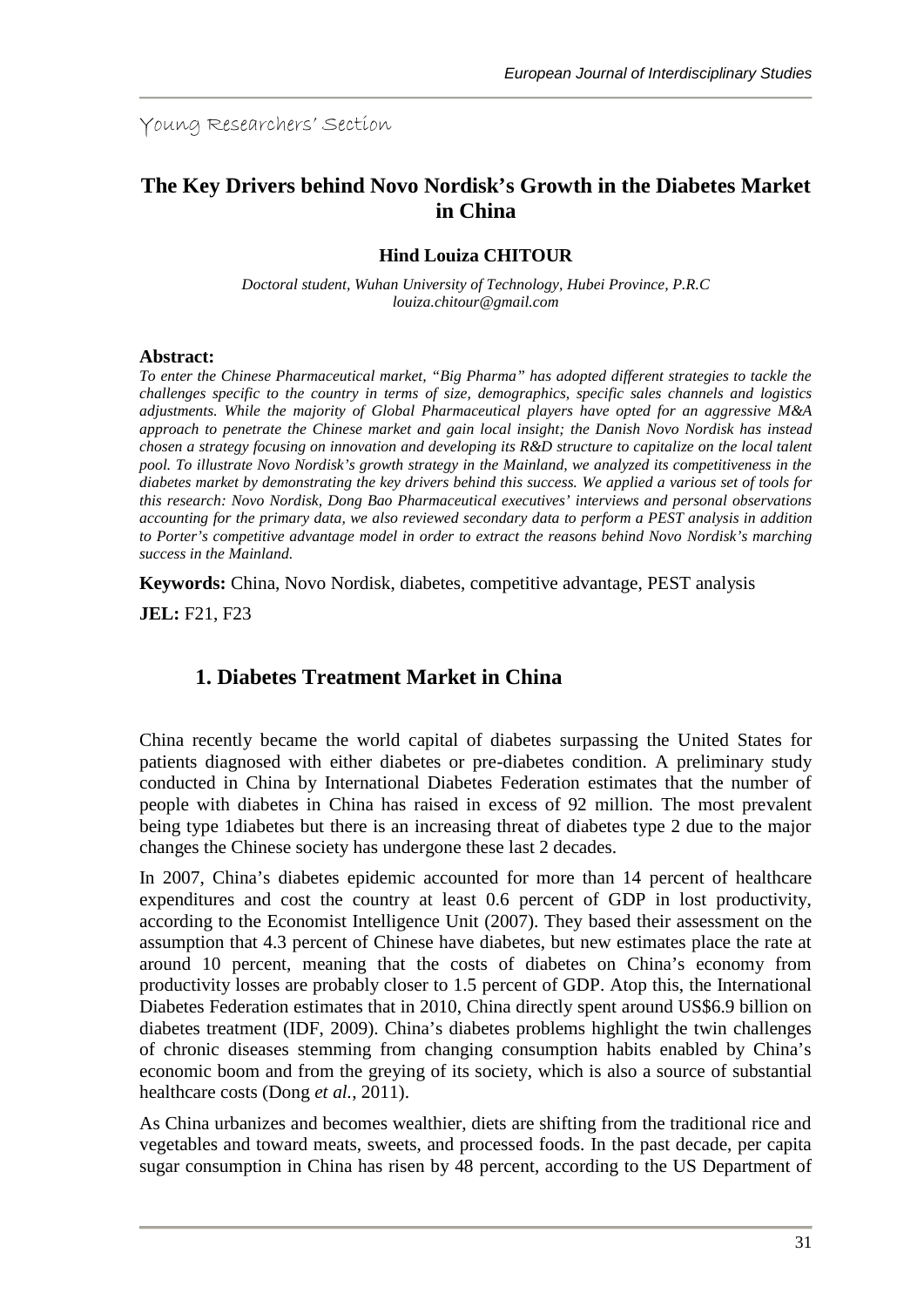Young Researchers' Section

# The Key Drivers behind Novo Nordisk's Growth in the Diabetes Market in China

**Hind Louiza CHITOUR**

*Doctoral student, Wuhan University of Technology, Hubei Province, P.R.C*
*louiza.chitour@gmail.com*

**Abstract:**
*To enter the Chinese Pharmaceutical market, "Big Pharma" has adopted different strategies to tackle the challenges specific to the country in terms of size, demographics, specific sales channels and logistics adjustments. While the majority of Global Pharmaceutical players have opted for an aggressive M&A approach to penetrate the Chinese market and gain local insight; the Danish Novo Nordisk has instead chosen a strategy focusing on innovation and developing its R&D structure to capitalize on the local talent pool. To illustrate Novo Nordisk's growth strategy in the Mainland, we analyzed its competitiveness in the diabetes market by demonstrating the key drivers behind this success. We applied a various set of tools for this research: Novo Nordisk, Dong Bao Pharmaceutical executives' interviews and personal observations accounting for the primary data, we also reviewed secondary data to perform a PEST analysis in addition to Porter's competitive advantage model in order to extract the reasons behind Novo Nordisk's marching success in the Mainland.*

**Keywords:** China, Novo Nordisk, diabetes, competitive advantage, PEST analysis

**JEL:** F21, F23

## 1. Diabetes Treatment Market in China

China recently became the world capital of diabetes surpassing the United States for patients diagnosed with either diabetes or pre-diabetes condition. A preliminary study conducted in China by International Diabetes Federation estimates that the number of people with diabetes in China has raised in excess of 92 million. The most prevalent being type 1diabetes but there is an increasing threat of diabetes type 2 due to the major changes the Chinese society has undergone these last 2 decades.

In 2007, China's diabetes epidemic accounted for more than 14 percent of healthcare expenditures and cost the country at least 0.6 percent of GDP in lost productivity, according to the Economist Intelligence Unit (2007). They based their assessment on the assumption that 4.3 percent of Chinese have diabetes, but new estimates place the rate at around 10 percent, meaning that the costs of diabetes on China's economy from productivity losses are probably closer to 1.5 percent of GDP. Atop this, the International Diabetes Federation estimates that in 2010, China directly spent around US$6.9 billion on diabetes treatment (IDF, 2009). China's diabetes problems highlight the twin challenges of chronic diseases stemming from changing consumption habits enabled by China's economic boom and from the greying of its society, which is also a source of substantial healthcare costs (Dong *et al.*, 2011).

As China urbanizes and becomes wealthier, diets are shifting from the traditional rice and vegetables and toward meats, sweets, and processed foods. In the past decade, per capita sugar consumption in China has risen by 48 percent, according to the US Department of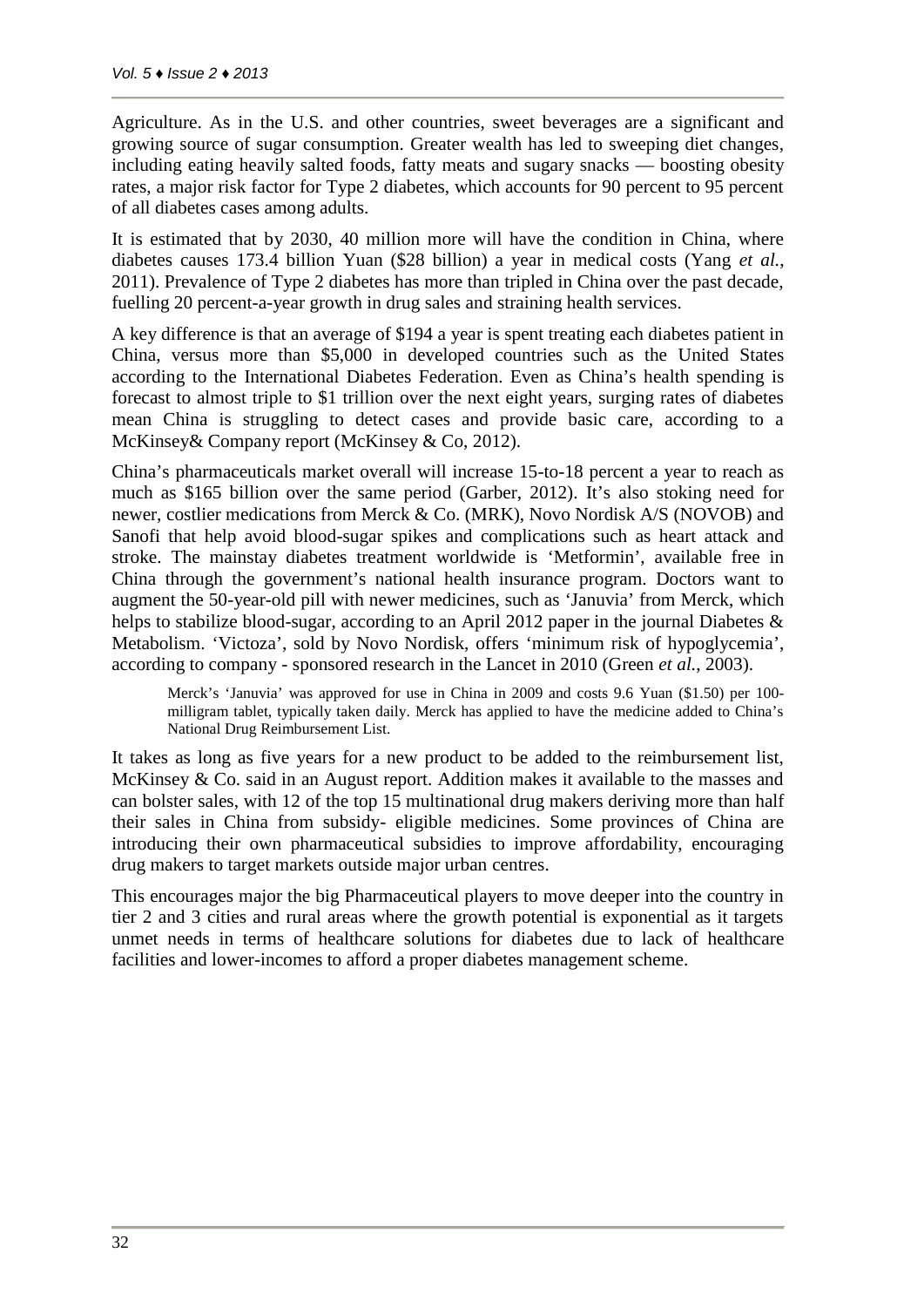Agriculture. As in the U.S. and other countries, sweet beverages are a significant and growing source of sugar consumption. Greater wealth has led to sweeping diet changes, including eating heavily salted foods, fatty meats and sugary snacks — boosting obesity rates, a major risk factor for Type 2 diabetes, which accounts for 90 percent to 95 percent of all diabetes cases among adults.

It is estimated that by 2030, 40 million more will have the condition in China, where diabetes causes 173.4 billion Yuan ($28 billion) a year in medical costs (Yang *et al.*, 2011). Prevalence of Type 2 diabetes has more than tripled in China over the past decade, fuelling 20 percent-a-year growth in drug sales and straining health services.

A key difference is that an average of $194 a year is spent treating each diabetes patient in China, versus more than $5,000 in developed countries such as the United States according to the International Diabetes Federation. Even as China's health spending is forecast to almost triple to $1 trillion over the next eight years, surging rates of diabetes mean China is struggling to detect cases and provide basic care, according to a McKinsey& Company report (McKinsey & Co, 2012).

China's pharmaceuticals market overall will increase 15-to-18 percent a year to reach as much as $165 billion over the same period (Garber, 2012). It's also stoking need for newer, costlier medications from Merck & Co. (MRK), Novo Nordisk A/S (NOVOB) and Sanofi that help avoid blood-sugar spikes and complications such as heart attack and stroke. The mainstay diabetes treatment worldwide is 'Metformin', available free in China through the government's national health insurance program. Doctors want to augment the 50-year-old pill with newer medicines, such as 'Januvia' from Merck, which helps to stabilize blood-sugar, according to an April 2012 paper in the journal Diabetes & Metabolism. 'Victoza', sold by Novo Nordisk, offers 'minimum risk of hypoglycemia', according to company - sponsored research in the Lancet in 2010 (Green *et al.*, 2003).

> Merck's 'Januvia' was approved for use in China in 2009 and costs 9.6 Yuan ($1.50) per 100-milligram tablet, typically taken daily. Merck has applied to have the medicine added to China's National Drug Reimbursement List.

It takes as long as five years for a new product to be added to the reimbursement list, McKinsey & Co. said in an August report. Addition makes it available to the masses and can bolster sales, with 12 of the top 15 multinational drug makers deriving more than half their sales in China from subsidy- eligible medicines. Some provinces of China are introducing their own pharmaceutical subsidies to improve affordability, encouraging drug makers to target markets outside major urban centres.

This encourages major the big Pharmaceutical players to move deeper into the country in tier 2 and 3 cities and rural areas where the growth potential is exponential as it targets unmet needs in terms of healthcare solutions for diabetes due to lack of healthcare facilities and lower-incomes to afford a proper diabetes management scheme.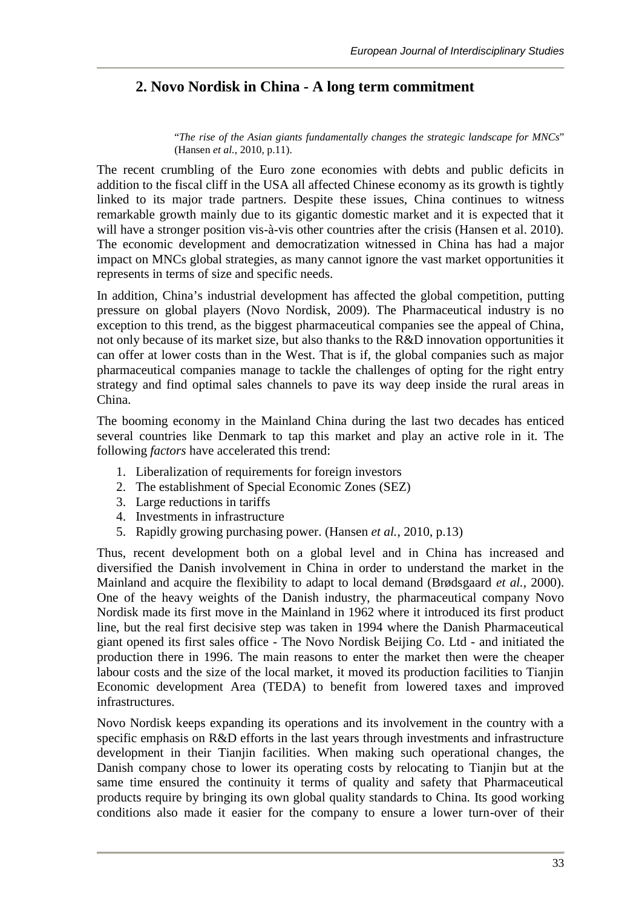## 2. Novo Nordisk in China - A long term commitment

> "*The rise of the Asian giants fundamentally changes the strategic landscape for MNCs*" (Hansen *et al.*, 2010, p.11).

The recent crumbling of the Euro zone economies with debts and public deficits in addition to the fiscal cliff in the USA all affected Chinese economy as its growth is tightly linked to its major trade partners. Despite these issues, China continues to witness remarkable growth mainly due to its gigantic domestic market and it is expected that it will have a stronger position vis-à-vis other countries after the crisis (Hansen et al. 2010). The economic development and democratization witnessed in China has had a major impact on MNCs global strategies, as many cannot ignore the vast market opportunities it represents in terms of size and specific needs.

In addition, China's industrial development has affected the global competition, putting pressure on global players (Novo Nordisk, 2009). The Pharmaceutical industry is no exception to this trend, as the biggest pharmaceutical companies see the appeal of China, not only because of its market size, but also thanks to the R&D innovation opportunities it can offer at lower costs than in the West. That is if, the global companies such as major pharmaceutical companies manage to tackle the challenges of opting for the right entry strategy and find optimal sales channels to pave its way deep inside the rural areas in China.

The booming economy in the Mainland China during the last two decades has enticed several countries like Denmark to tap this market and play an active role in it. The following *factors* have accelerated this trend:

1. Liberalization of requirements for foreign investors
2. The establishment of Special Economic Zones (SEZ)
3. Large reductions in tariffs
4. Investments in infrastructure
5. Rapidly growing purchasing power. (Hansen *et al.*, 2010, p.13)

Thus, recent development both on a global level and in China has increased and diversified the Danish involvement in China in order to understand the market in the Mainland and acquire the flexibility to adapt to local demand (Brødsgaard *et al.*, 2000). One of the heavy weights of the Danish industry, the pharmaceutical company Novo Nordisk made its first move in the Mainland in 1962 where it introduced its first product line, but the real first decisive step was taken in 1994 where the Danish Pharmaceutical giant opened its first sales office - The Novo Nordisk Beijing Co. Ltd - and initiated the production there in 1996. The main reasons to enter the market then were the cheaper labour costs and the size of the local market, it moved its production facilities to Tianjin Economic development Area (TEDA) to benefit from lowered taxes and improved infrastructures.

Novo Nordisk keeps expanding its operations and its involvement in the country with a specific emphasis on R&D efforts in the last years through investments and infrastructure development in their Tianjin facilities. When making such operational changes, the Danish company chose to lower its operating costs by relocating to Tianjin but at the same time ensured the continuity it terms of quality and safety that Pharmaceutical products require by bringing its own global quality standards to China. Its good working conditions also made it easier for the company to ensure a lower turn-over of their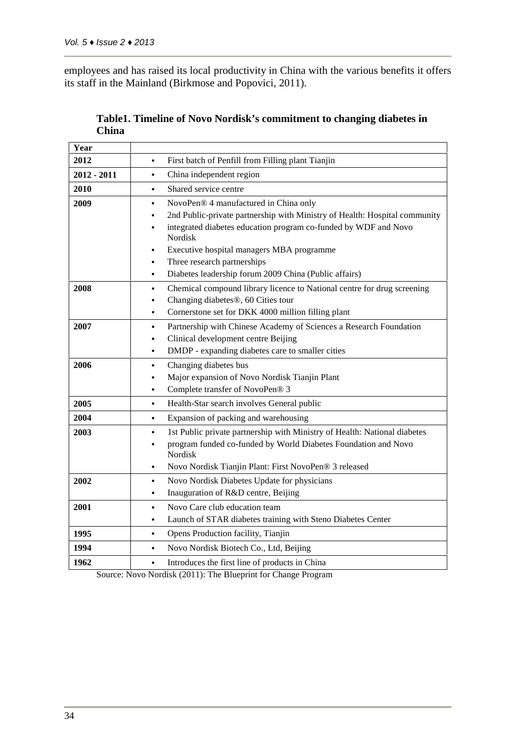employees and has raised its local productivity in China with the various benefits it offers its staff in the Mainland (Birkmose and Popovici, 2011).

**Table1. Timeline of Novo Nordisk's commitment to changing diabetes in China**

| Year | |
|---|---|
| 2012 | ▪ First batch of Penfill from Filling plant Tianjin |
| 2012 - 2011 | ▪ China independent region |
| 2010 | ▪ Shared service centre |
| 2009 | ▪ NovoPen® 4 manufactured in China only<br>▪ 2nd Public-private partnership with Ministry of Health: Hospital community<br>▪ integrated diabetes education program co-funded by WDF and Novo Nordisk<br>▪ Executive hospital managers MBA programme<br>▪ Three research partnerships<br>▪ Diabetes leadership forum 2009 China (Public affairs) |
| 2008 | ▪ Chemical compound library licence to National centre for drug screening<br>▪ Changing diabetes®, 60 Cities tour<br>▪ Cornerstone set for DKK 4000 million filling plant |
| 2007 | ▪ Partnership with Chinese Academy of Sciences a Research Foundation<br>▪ Clinical development centre Beijing<br>▪ DMDP - expanding diabetes care to smaller cities |
| 2006 | ▪ Changing diabetes bus<br>▪ Major expansion of Novo Nordisk Tianjin Plant<br>▪ Complete transfer of NovoPen® 3 |
| 2005 | ▪ Health-Star search involves General public |
| 2004 | ▪ Expansion of packing and warehousing |
| 2003 | ▪ 1st Public private partnership with Ministry of Health: National diabetes<br>▪ program funded co-funded by World Diabetes Foundation and Novo Nordisk<br>▪ Novo Nordisk Tianjin Plant: First NovoPen® 3 released |
| 2002 | ▪ Novo Nordisk Diabetes Update for physicians<br>▪ Inauguration of R&D centre, Beijing |
| 2001 | ▪ Novo Care club education team<br>▪ Launch of STAR diabetes training with Steno Diabetes Center |
| 1995 | ▪ Opens Production facility, Tianjin |
| 1994 | ▪ Novo Nordisk Biotech Co., Ltd, Beijing |
| 1962 | ▪ Introduces the first line of products in China |

Source: Novo Nordisk (2011): The Blueprint for Change Program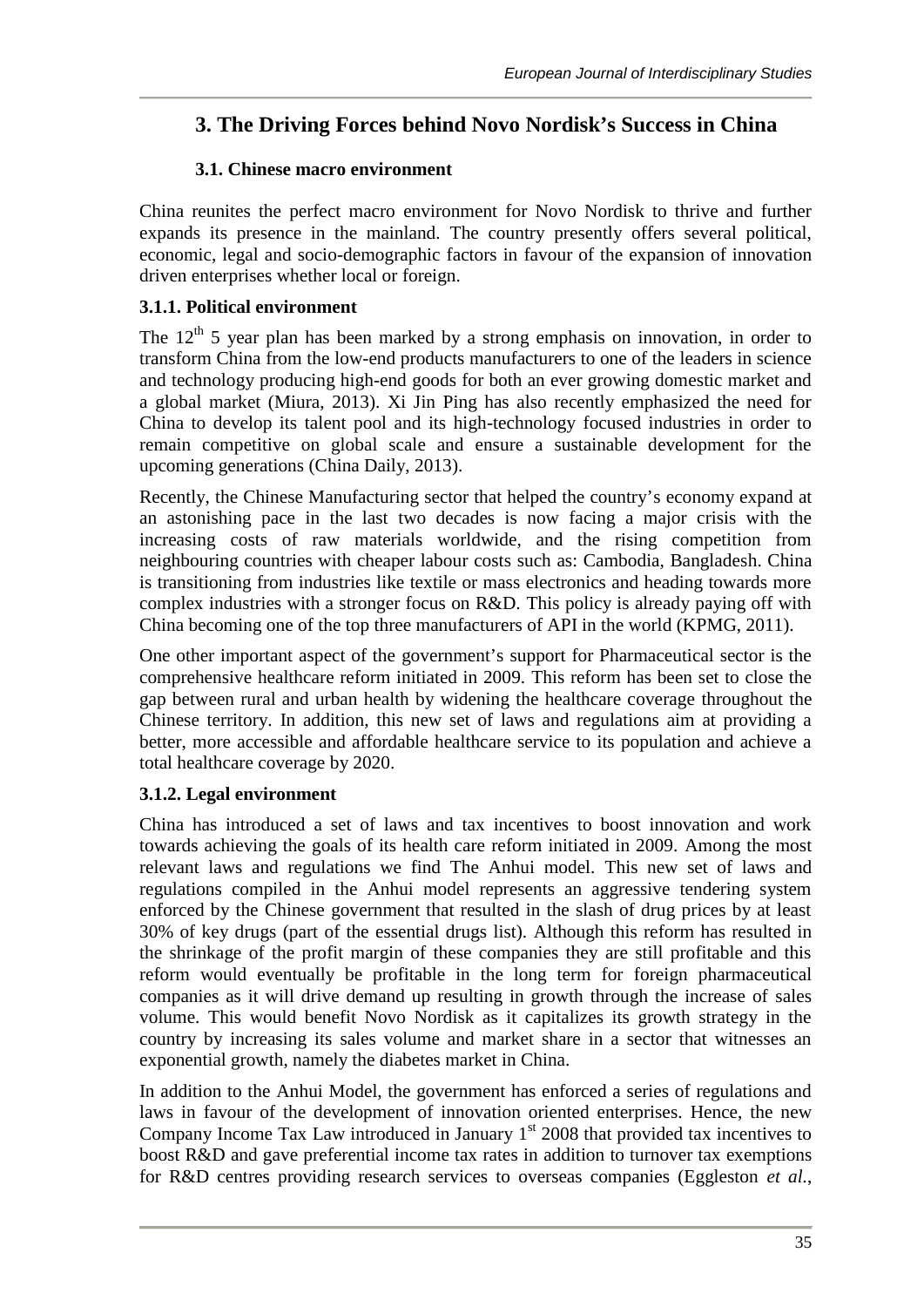# 3. The Driving Forces behind Novo Nordisk's Success in China

## 3.1. Chinese macro environment

China reunites the perfect macro environment for Novo Nordisk to thrive and further expands its presence in the mainland. The country presently offers several political, economic, legal and socio-demographic factors in favour of the expansion of innovation driven enterprises whether local or foreign.

### 3.1.1. Political environment

The 12th 5 year plan has been marked by a strong emphasis on innovation, in order to transform China from the low-end products manufacturers to one of the leaders in science and technology producing high-end goods for both an ever growing domestic market and a global market (Miura, 2013). Xi Jin Ping has also recently emphasized the need for China to develop its talent pool and its high-technology focused industries in order to remain competitive on global scale and ensure a sustainable development for the upcoming generations (China Daily, 2013).

Recently, the Chinese Manufacturing sector that helped the country's economy expand at an astonishing pace in the last two decades is now facing a major crisis with the increasing costs of raw materials worldwide, and the rising competition from neighbouring countries with cheaper labour costs such as: Cambodia, Bangladesh. China is transitioning from industries like textile or mass electronics and heading towards more complex industries with a stronger focus on R&D. This policy is already paying off with China becoming one of the top three manufacturers of API in the world (KPMG, 2011).

One other important aspect of the government's support for Pharmaceutical sector is the comprehensive healthcare reform initiated in 2009. This reform has been set to close the gap between rural and urban health by widening the healthcare coverage throughout the Chinese territory. In addition, this new set of laws and regulations aim at providing a better, more accessible and affordable healthcare service to its population and achieve a total healthcare coverage by 2020.

### 3.1.2. Legal environment

China has introduced a set of laws and tax incentives to boost innovation and work towards achieving the goals of its health care reform initiated in 2009. Among the most relevant laws and regulations we find The Anhui model. This new set of laws and regulations compiled in the Anhui model represents an aggressive tendering system enforced by the Chinese government that resulted in the slash of drug prices by at least 30% of key drugs (part of the essential drugs list). Although this reform has resulted in the shrinkage of the profit margin of these companies they are still profitable and this reform would eventually be profitable in the long term for foreign pharmaceutical companies as it will drive demand up resulting in growth through the increase of sales volume. This would benefit Novo Nordisk as it capitalizes its growth strategy in the country by increasing its sales volume and market share in a sector that witnesses an exponential growth, namely the diabetes market in China.

In addition to the Anhui Model, the government has enforced a series of regulations and laws in favour of the development of innovation oriented enterprises. Hence, the new Company Income Tax Law introduced in January 1st 2008 that provided tax incentives to boost R&D and gave preferential income tax rates in addition to turnover tax exemptions for R&D centres providing research services to overseas companies (Eggleston *et al.*,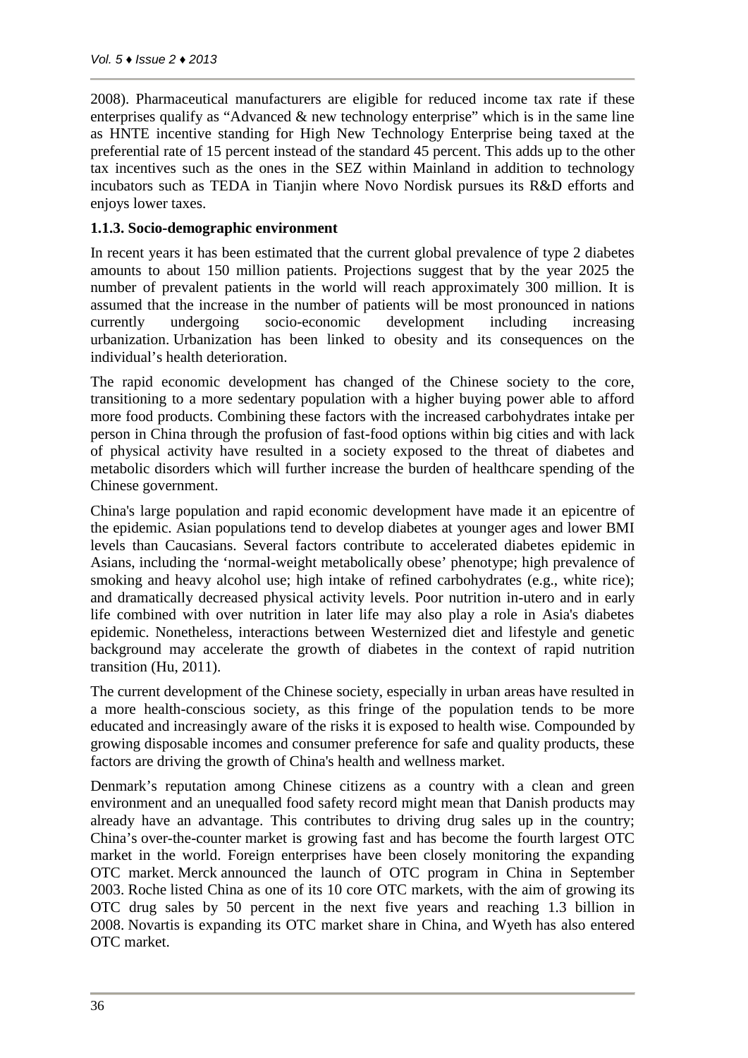2008). Pharmaceutical manufacturers are eligible for reduced income tax rate if these enterprises qualify as "Advanced & new technology enterprise" which is in the same line as HNTE incentive standing for High New Technology Enterprise being taxed at the preferential rate of 15 percent instead of the standard 45 percent. This adds up to the other tax incentives such as the ones in the SEZ within Mainland in addition to technology incubators such as TEDA in Tianjin where Novo Nordisk pursues its R&D efforts and enjoys lower taxes.

### 1.1.3. Socio-demographic environment

In recent years it has been estimated that the current global prevalence of type 2 diabetes amounts to about 150 million patients. Projections suggest that by the year 2025 the number of prevalent patients in the world will reach approximately 300 million. It is assumed that the increase in the number of patients will be most pronounced in nations currently undergoing socio-economic development including increasing urbanization. Urbanization has been linked to obesity and its consequences on the individual's health deterioration.

The rapid economic development has changed of the Chinese society to the core, transitioning to a more sedentary population with a higher buying power able to afford more food products. Combining these factors with the increased carbohydrates intake per person in China through the profusion of fast-food options within big cities and with lack of physical activity have resulted in a society exposed to the threat of diabetes and metabolic disorders which will further increase the burden of healthcare spending of the Chinese government.

China's large population and rapid economic development have made it an epicentre of the epidemic. Asian populations tend to develop diabetes at younger ages and lower BMI levels than Caucasians. Several factors contribute to accelerated diabetes epidemic in Asians, including the 'normal-weight metabolically obese' phenotype; high prevalence of smoking and heavy alcohol use; high intake of refined carbohydrates (e.g., white rice); and dramatically decreased physical activity levels. Poor nutrition in-utero and in early life combined with over nutrition in later life may also play a role in Asia's diabetes epidemic. Nonetheless, interactions between Westernized diet and lifestyle and genetic background may accelerate the growth of diabetes in the context of rapid nutrition transition (Hu, 2011).

The current development of the Chinese society, especially in urban areas have resulted in a more health-conscious society, as this fringe of the population tends to be more educated and increasingly aware of the risks it is exposed to health wise. Compounded by growing disposable incomes and consumer preference for safe and quality products, these factors are driving the growth of China's health and wellness market.

Denmark's reputation among Chinese citizens as a country with a clean and green environment and an unequalled food safety record might mean that Danish products may already have an advantage. This contributes to driving drug sales up in the country; China's over-the-counter market is growing fast and has become the fourth largest OTC market in the world. Foreign enterprises have been closely monitoring the expanding OTC market. Merck announced the launch of OTC program in China in September 2003. Roche listed China as one of its 10 core OTC markets, with the aim of growing its OTC drug sales by 50 percent in the next five years and reaching 1.3 billion in 2008. Novartis is expanding its OTC market share in China, and Wyeth has also entered OTC market.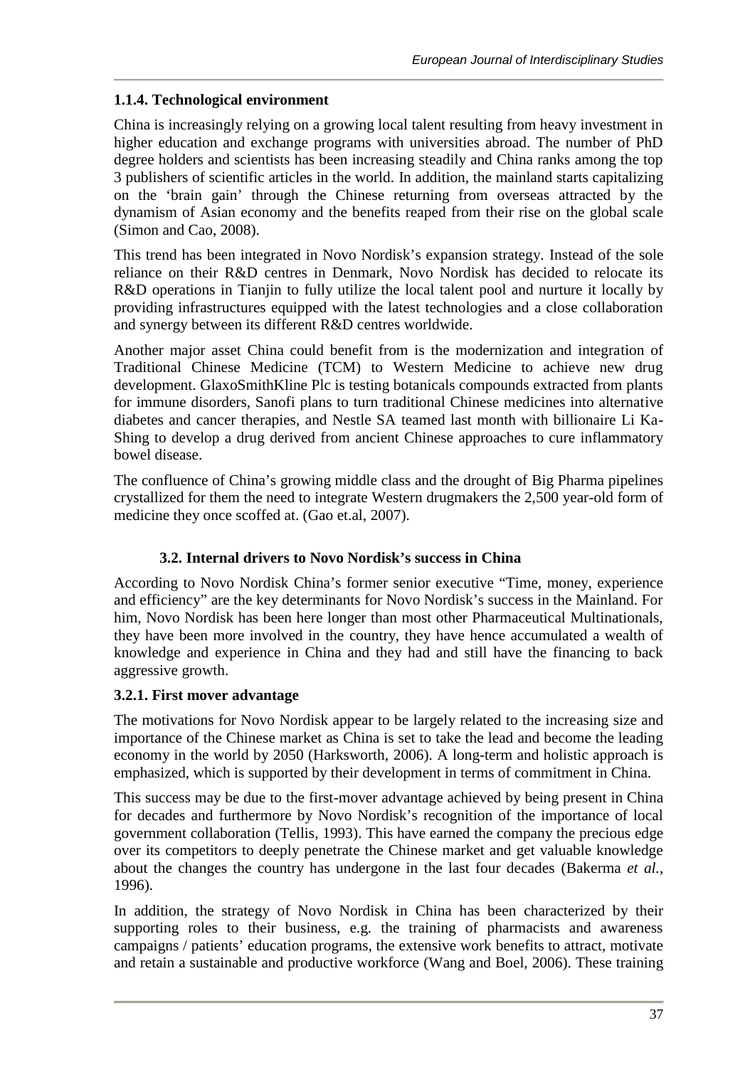### 1.1.4. Technological environment

China is increasingly relying on a growing local talent resulting from heavy investment in higher education and exchange programs with universities abroad. The number of PhD degree holders and scientists has been increasing steadily and China ranks among the top 3 publishers of scientific articles in the world. In addition, the mainland starts capitalizing on the 'brain gain' through the Chinese returning from overseas attracted by the dynamism of Asian economy and the benefits reaped from their rise on the global scale (Simon and Cao, 2008).

This trend has been integrated in Novo Nordisk's expansion strategy. Instead of the sole reliance on their R&D centres in Denmark, Novo Nordisk has decided to relocate its R&D operations in Tianjin to fully utilize the local talent pool and nurture it locally by providing infrastructures equipped with the latest technologies and a close collaboration and synergy between its different R&D centres worldwide.

Another major asset China could benefit from is the modernization and integration of Traditional Chinese Medicine (TCM) to Western Medicine to achieve new drug development. GlaxoSmithKline Plc is testing botanicals compounds extracted from plants for immune disorders, Sanofi plans to turn traditional Chinese medicines into alternative diabetes and cancer therapies, and Nestle SA teamed last month with billionaire Li Ka-Shing to develop a drug derived from ancient Chinese approaches to cure inflammatory bowel disease.

The confluence of China's growing middle class and the drought of Big Pharma pipelines crystallized for them the need to integrate Western drugmakers the 2,500 year-old form of medicine they once scoffed at. (Gao et.al, 2007).

## 3.2. Internal drivers to Novo Nordisk's success in China

According to Novo Nordisk China's former senior executive "Time, money, experience and efficiency" are the key determinants for Novo Nordisk's success in the Mainland. For him, Novo Nordisk has been here longer than most other Pharmaceutical Multinationals, they have been more involved in the country, they have hence accumulated a wealth of knowledge and experience in China and they had and still have the financing to back aggressive growth.

### 3.2.1. First mover advantage

The motivations for Novo Nordisk appear to be largely related to the increasing size and importance of the Chinese market as China is set to take the lead and become the leading economy in the world by 2050 (Harksworth, 2006). A long-term and holistic approach is emphasized, which is supported by their development in terms of commitment in China.

This success may be due to the first-mover advantage achieved by being present in China for decades and furthermore by Novo Nordisk's recognition of the importance of local government collaboration (Tellis, 1993). This have earned the company the precious edge over its competitors to deeply penetrate the Chinese market and get valuable knowledge about the changes the country has undergone in the last four decades (Bakerma *et al.*, 1996).

In addition, the strategy of Novo Nordisk in China has been characterized by their supporting roles to their business, e.g. the training of pharmacists and awareness campaigns / patients' education programs, the extensive work benefits to attract, motivate and retain a sustainable and productive workforce (Wang and Boel, 2006). These training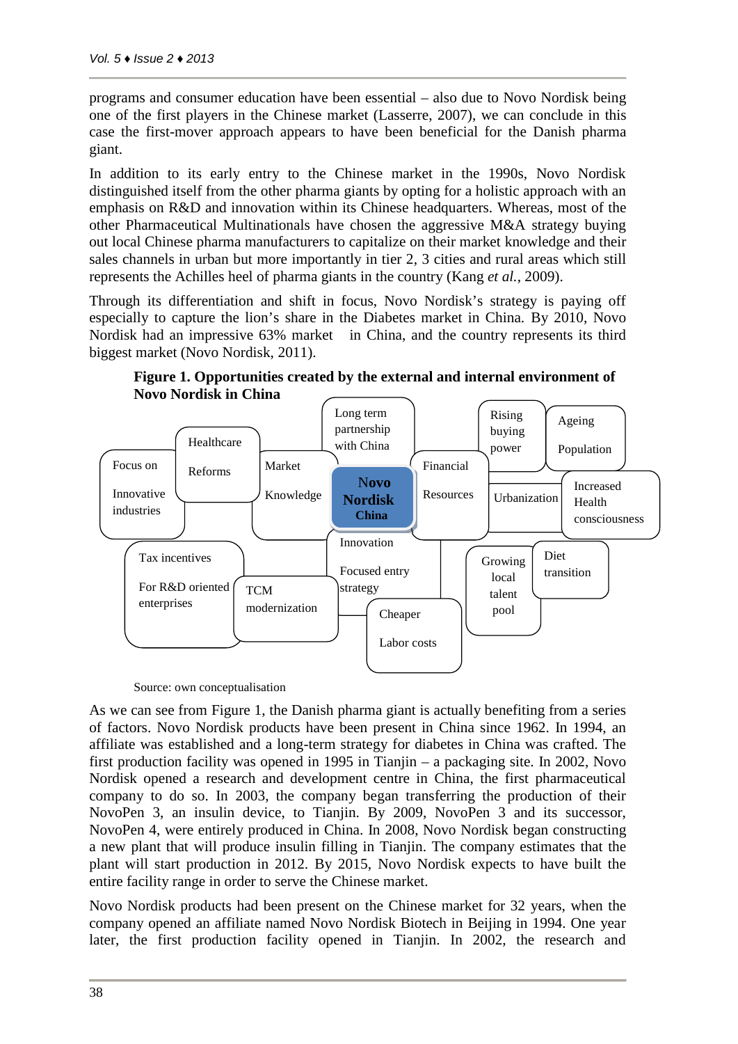programs and consumer education have been essential – also due to Novo Nordisk being one of the first players in the Chinese market (Lasserre, 2007), we can conclude in this case the first-mover approach appears to have been beneficial for the Danish pharma giant.

In addition to its early entry to the Chinese market in the 1990s, Novo Nordisk distinguished itself from the other pharma giants by opting for a holistic approach with an emphasis on R&D and innovation within its Chinese headquarters. Whereas, most of the other Pharmaceutical Multinationals have chosen the aggressive M&A strategy buying out local Chinese pharma manufacturers to capitalize on their market knowledge and their sales channels in urban but more importantly in tier 2, 3 cities and rural areas which still represents the Achilles heel of pharma giants in the country (Kang *et al.*, 2009).

Through its differentiation and shift in focus, Novo Nordisk's strategy is paying off especially to capture the lion's share in the Diabetes market in China. By 2010, Novo Nordisk had an impressive 63% market in China, and the country represents its third biggest market (Novo Nordisk, 2011).

**Figure 1. Opportunities created by the external and internal environment of Novo Nordisk in China**

Novo Nordisk China

- Focus on Innovative industries
- Healthcare Reforms
- Market Knowledge
- Long term partnership with China
- Financial Resources
- Rising buying power
- Ageing Population
- Urbanization
- Increased Health consciousness
- Innovation
- Tax incentives For R&D oriented enterprises
- TCM modernization
- Focused entry strategy
- Cheaper Labor costs
- Growing local talent pool
- Diet transition

Source: own conceptualisation

As we can see from Figure 1, the Danish pharma giant is actually benefiting from a series of factors. Novo Nordisk products have been present in China since 1962. In 1994, an affiliate was established and a long-term strategy for diabetes in China was crafted. The first production facility was opened in 1995 in Tianjin – a packaging site. In 2002, Novo Nordisk opened a research and development centre in China, the first pharmaceutical company to do so. In 2003, the company began transferring the production of their NovoPen 3, an insulin device, to Tianjin. By 2009, NovoPen 3 and its successor, NovoPen 4, were entirely produced in China. In 2008, Novo Nordisk began constructing a new plant that will produce insulin filling in Tianjin. The company estimates that the plant will start production in 2012. By 2015, Novo Nordisk expects to have built the entire facility range in order to serve the Chinese market.

Novo Nordisk products had been present on the Chinese market for 32 years, when the company opened an affiliate named Novo Nordisk Biotech in Beijing in 1994. One year later, the first production facility opened in Tianjin. In 2002, the research and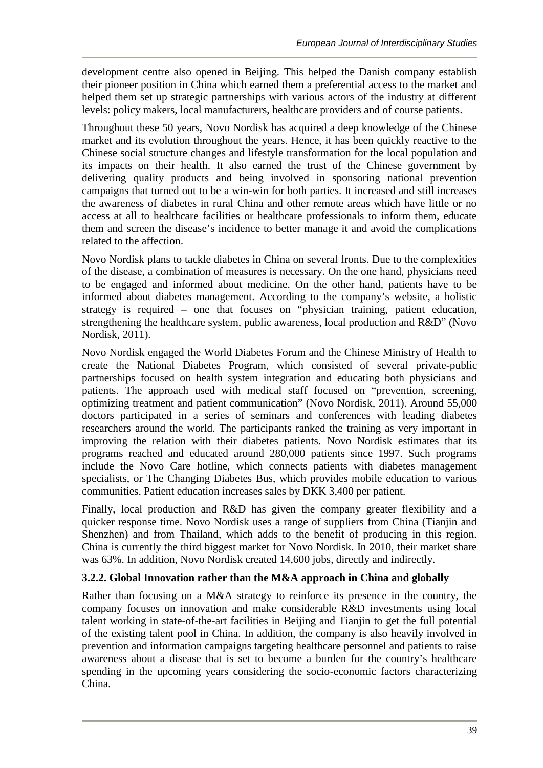development centre also opened in Beijing. This helped the Danish company establish their pioneer position in China which earned them a preferential access to the market and helped them set up strategic partnerships with various actors of the industry at different levels: policy makers, local manufacturers, healthcare providers and of course patients.

Throughout these 50 years, Novo Nordisk has acquired a deep knowledge of the Chinese market and its evolution throughout the years. Hence, it has been quickly reactive to the Chinese social structure changes and lifestyle transformation for the local population and its impacts on their health. It also earned the trust of the Chinese government by delivering quality products and being involved in sponsoring national prevention campaigns that turned out to be a win-win for both parties. It increased and still increases the awareness of diabetes in rural China and other remote areas which have little or no access at all to healthcare facilities or healthcare professionals to inform them, educate them and screen the disease's incidence to better manage it and avoid the complications related to the affection.

Novo Nordisk plans to tackle diabetes in China on several fronts. Due to the complexities of the disease, a combination of measures is necessary. On the one hand, physicians need to be engaged and informed about medicine. On the other hand, patients have to be informed about diabetes management. According to the company's website, a holistic strategy is required – one that focuses on "physician training, patient education, strengthening the healthcare system, public awareness, local production and R&D" (Novo Nordisk, 2011).

Novo Nordisk engaged the World Diabetes Forum and the Chinese Ministry of Health to create the National Diabetes Program, which consisted of several private-public partnerships focused on health system integration and educating both physicians and patients. The approach used with medical staff focused on "prevention, screening, optimizing treatment and patient communication" (Novo Nordisk, 2011). Around 55,000 doctors participated in a series of seminars and conferences with leading diabetes researchers around the world. The participants ranked the training as very important in improving the relation with their diabetes patients. Novo Nordisk estimates that its programs reached and educated around 280,000 patients since 1997. Such programs include the Novo Care hotline, which connects patients with diabetes management specialists, or The Changing Diabetes Bus, which provides mobile education to various communities. Patient education increases sales by DKK 3,400 per patient.

Finally, local production and R&D has given the company greater flexibility and a quicker response time. Novo Nordisk uses a range of suppliers from China (Tianjin and Shenzhen) and from Thailand, which adds to the benefit of producing in this region. China is currently the third biggest market for Novo Nordisk. In 2010, their market share was 63%. In addition, Novo Nordisk created 14,600 jobs, directly and indirectly.

### 3.2.2. Global Innovation rather than the M&A approach in China and globally

Rather than focusing on a M&A strategy to reinforce its presence in the country, the company focuses on innovation and make considerable R&D investments using local talent working in state-of-the-art facilities in Beijing and Tianjin to get the full potential of the existing talent pool in China. In addition, the company is also heavily involved in prevention and information campaigns targeting healthcare personnel and patients to raise awareness about a disease that is set to become a burden for the country's healthcare spending in the upcoming years considering the socio-economic factors characterizing China.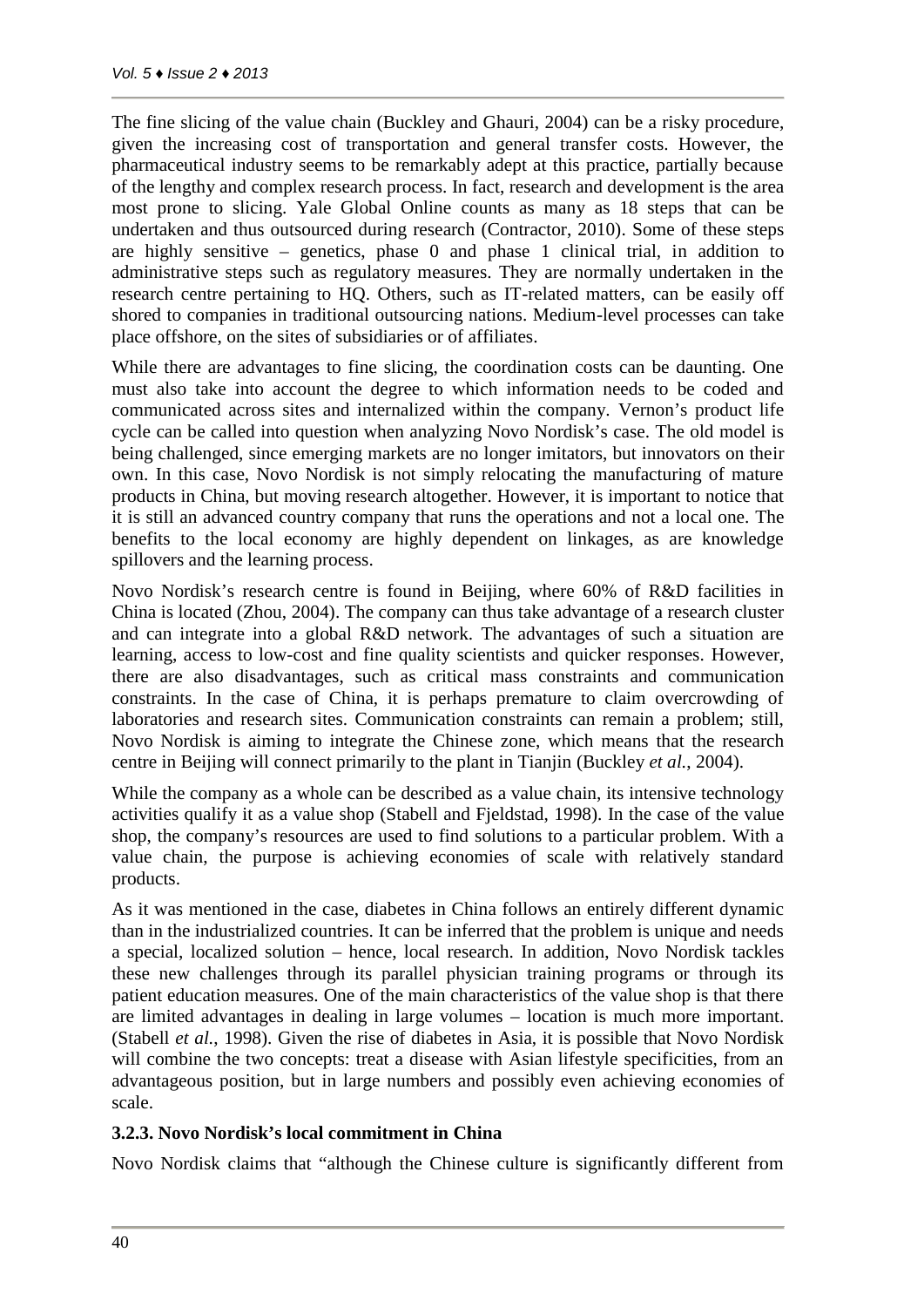The fine slicing of the value chain (Buckley and Ghauri, 2004) can be a risky procedure, given the increasing cost of transportation and general transfer costs. However, the pharmaceutical industry seems to be remarkably adept at this practice, partially because of the lengthy and complex research process. In fact, research and development is the area most prone to slicing. Yale Global Online counts as many as 18 steps that can be undertaken and thus outsourced during research (Contractor, 2010). Some of these steps are highly sensitive – genetics, phase 0 and phase 1 clinical trial, in addition to administrative steps such as regulatory measures. They are normally undertaken in the research centre pertaining to HQ. Others, such as IT-related matters, can be easily off shored to companies in traditional outsourcing nations. Medium-level processes can take place offshore, on the sites of subsidiaries or of affiliates.

While there are advantages to fine slicing, the coordination costs can be daunting. One must also take into account the degree to which information needs to be coded and communicated across sites and internalized within the company. Vernon's product life cycle can be called into question when analyzing Novo Nordisk's case. The old model is being challenged, since emerging markets are no longer imitators, but innovators on their own. In this case, Novo Nordisk is not simply relocating the manufacturing of mature products in China, but moving research altogether. However, it is important to notice that it is still an advanced country company that runs the operations and not a local one. The benefits to the local economy are highly dependent on linkages, as are knowledge spillovers and the learning process.

Novo Nordisk's research centre is found in Beijing, where 60% of R&D facilities in China is located (Zhou, 2004). The company can thus take advantage of a research cluster and can integrate into a global R&D network. The advantages of such a situation are learning, access to low-cost and fine quality scientists and quicker responses. However, there are also disadvantages, such as critical mass constraints and communication constraints. In the case of China, it is perhaps premature to claim overcrowding of laboratories and research sites. Communication constraints can remain a problem; still, Novo Nordisk is aiming to integrate the Chinese zone, which means that the research centre in Beijing will connect primarily to the plant in Tianjin (Buckley *et al.*, 2004).

While the company as a whole can be described as a value chain, its intensive technology activities qualify it as a value shop (Stabell and Fjeldstad, 1998). In the case of the value shop, the company's resources are used to find solutions to a particular problem. With a value chain, the purpose is achieving economies of scale with relatively standard products.

As it was mentioned in the case, diabetes in China follows an entirely different dynamic than in the industrialized countries. It can be inferred that the problem is unique and needs a special, localized solution – hence, local research. In addition, Novo Nordisk tackles these new challenges through its parallel physician training programs or through its patient education measures. One of the main characteristics of the value shop is that there are limited advantages in dealing in large volumes – location is much more important. (Stabell *et al.*, 1998). Given the rise of diabetes in Asia, it is possible that Novo Nordisk will combine the two concepts: treat a disease with Asian lifestyle specificities, from an advantageous position, but in large numbers and possibly even achieving economies of scale.

### 3.2.3. Novo Nordisk's local commitment in China

Novo Nordisk claims that "although the Chinese culture is significantly different from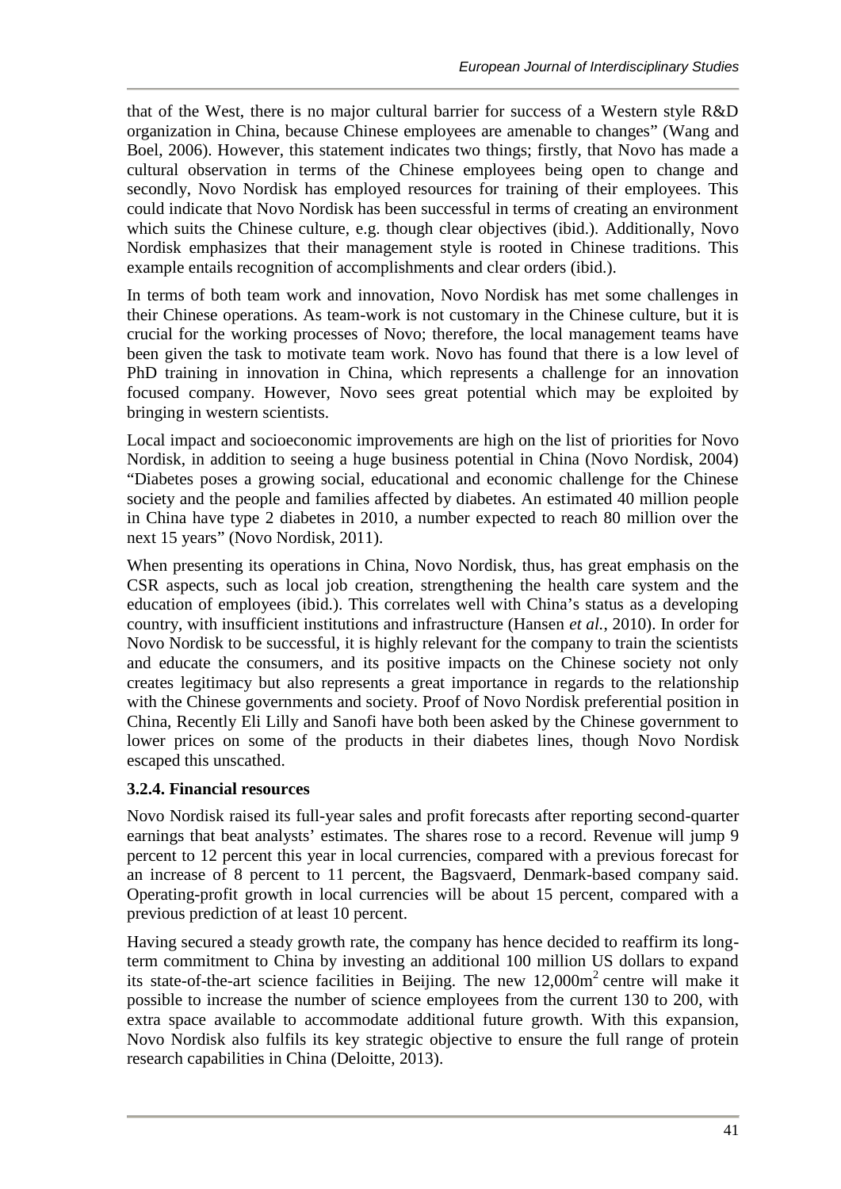that of the West, there is no major cultural barrier for success of a Western style R&D organization in China, because Chinese employees are amenable to changes" (Wang and Boel, 2006). However, this statement indicates two things; firstly, that Novo has made a cultural observation in terms of the Chinese employees being open to change and secondly, Novo Nordisk has employed resources for training of their employees. This could indicate that Novo Nordisk has been successful in terms of creating an environment which suits the Chinese culture, e.g. though clear objectives (ibid.). Additionally, Novo Nordisk emphasizes that their management style is rooted in Chinese traditions. This example entails recognition of accomplishments and clear orders (ibid.).

In terms of both team work and innovation, Novo Nordisk has met some challenges in their Chinese operations. As team-work is not customary in the Chinese culture, but it is crucial for the working processes of Novo; therefore, the local management teams have been given the task to motivate team work. Novo has found that there is a low level of PhD training in innovation in China, which represents a challenge for an innovation focused company. However, Novo sees great potential which may be exploited by bringing in western scientists.

Local impact and socioeconomic improvements are high on the list of priorities for Novo Nordisk, in addition to seeing a huge business potential in China (Novo Nordisk, 2004) "Diabetes poses a growing social, educational and economic challenge for the Chinese society and the people and families affected by diabetes. An estimated 40 million people in China have type 2 diabetes in 2010, a number expected to reach 80 million over the next 15 years" (Novo Nordisk, 2011).

When presenting its operations in China, Novo Nordisk, thus, has great emphasis on the CSR aspects, such as local job creation, strengthening the health care system and the education of employees (ibid.). This correlates well with China's status as a developing country, with insufficient institutions and infrastructure (Hansen *et al.*, 2010). In order for Novo Nordisk to be successful, it is highly relevant for the company to train the scientists and educate the consumers, and its positive impacts on the Chinese society not only creates legitimacy but also represents a great importance in regards to the relationship with the Chinese governments and society. Proof of Novo Nordisk preferential position in China, Recently Eli Lilly and Sanofi have both been asked by the Chinese government to lower prices on some of the products in their diabetes lines, though Novo Nordisk escaped this unscathed.

### 3.2.4. Financial resources

Novo Nordisk raised its full-year sales and profit forecasts after reporting second-quarter earnings that beat analysts' estimates. The shares rose to a record. Revenue will jump 9 percent to 12 percent this year in local currencies, compared with a previous forecast for an increase of 8 percent to 11 percent, the Bagsvaerd, Denmark-based company said. Operating-profit growth in local currencies will be about 15 percent, compared with a previous prediction of at least 10 percent.

Having secured a steady growth rate, the company has hence decided to reaffirm its long-term commitment to China by investing an additional 100 million US dollars to expand its state-of-the-art science facilities in Beijing. The new 12,000m$^2$ centre will make it possible to increase the number of science employees from the current 130 to 200, with extra space available to accommodate additional future growth. With this expansion, Novo Nordisk also fulfils its key strategic objective to ensure the full range of protein research capabilities in China (Deloitte, 2013).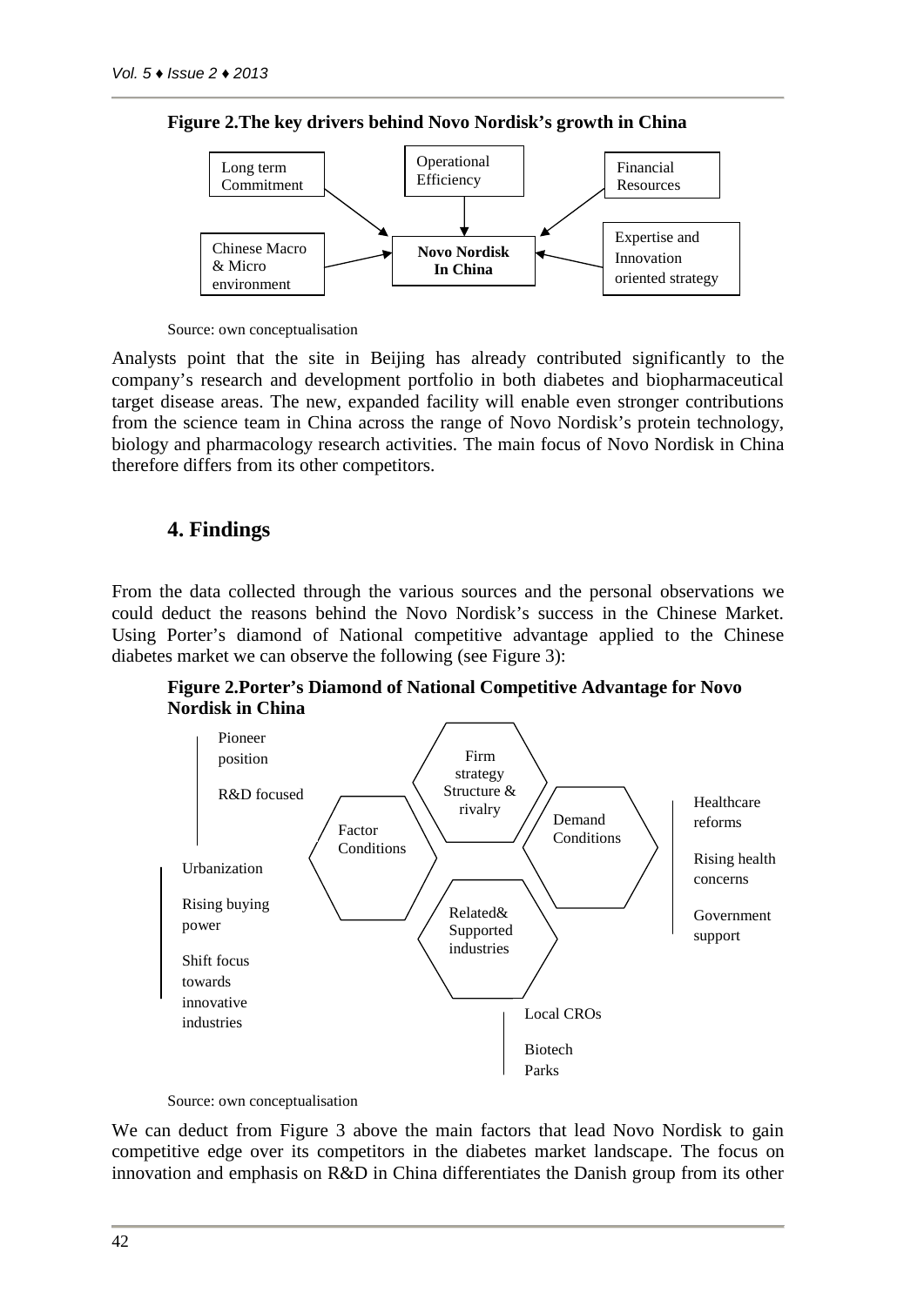**Figure 2.The key drivers behind Novo Nordisk's growth in China**

Long term Commitment

Operational Efficiency

Financial Resources

Chinese Macro & Micro environment

**Novo Nordisk In China**

Expertise and Innovation oriented strategy

Source: own conceptualisation

Analysts point that the site in Beijing has already contributed significantly to the company's research and development portfolio in both diabetes and biopharmaceutical target disease areas. The new, expanded facility will enable even stronger contributions from the science team in China across the range of Novo Nordisk's protein technology, biology and pharmacology research activities. The main focus of Novo Nordisk in China therefore differs from its other competitors.

## 4. Findings

From the data collected through the various sources and the personal observations we could deduct the reasons behind the Novo Nordisk's success in the Chinese Market. Using Porter's diamond of National competitive advantage applied to the Chinese diabetes market we can observe the following (see Figure 3):

**Figure 2.Porter's Diamond of National Competitive Advantage for Novo Nordisk in China**

Pioneer position

R&D focused

Firm strategy Structure & rivalry

Factor Conditions

Demand Conditions

Healthcare reforms

Rising health concerns

Government support

Urbanization

Rising buying power

Shift focus towards innovative industries

Related& Supported industries

Local CROs

Biotech Parks

Source: own conceptualisation

We can deduct from Figure 3 above the main factors that lead Novo Nordisk to gain competitive edge over its competitors in the diabetes market landscape. The focus on innovation and emphasis on R&D in China differentiates the Danish group from its other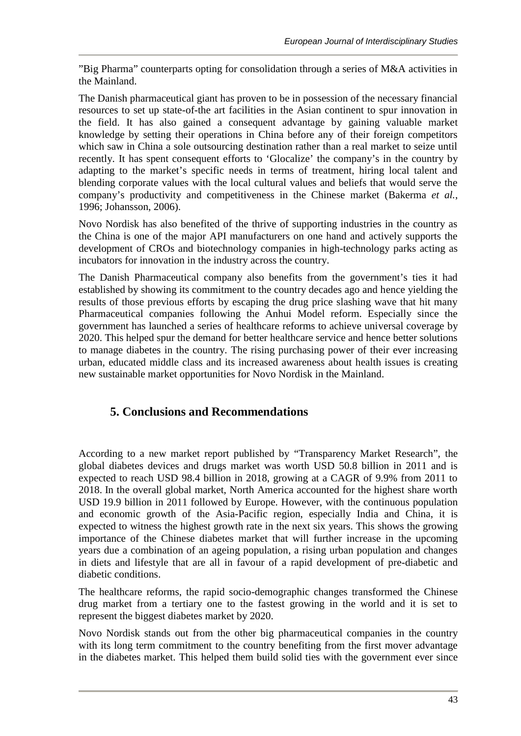”Big Pharma” counterparts opting for consolidation through a series of M&A activities in the Mainland.

The Danish pharmaceutical giant has proven to be in possession of the necessary financial resources to set up state-of-the art facilities in the Asian continent to spur innovation in the field. It has also gained a consequent advantage by gaining valuable market knowledge by setting their operations in China before any of their foreign competitors which saw in China a sole outsourcing destination rather than a real market to seize until recently. It has spent consequent efforts to ‘Glocalize’ the company’s in the country by adapting to the market’s specific needs in terms of treatment, hiring local talent and blending corporate values with the local cultural values and beliefs that would serve the company’s productivity and competitiveness in the Chinese market (Bakerma *et al.*, 1996; Johansson, 2006).

Novo Nordisk has also benefited of the thrive of supporting industries in the country as the China is one of the major API manufacturers on one hand and actively supports the development of CROs and biotechnology companies in high-technology parks acting as incubators for innovation in the industry across the country.

The Danish Pharmaceutical company also benefits from the government’s ties it had established by showing its commitment to the country decades ago and hence yielding the results of those previous efforts by escaping the drug price slashing wave that hit many Pharmaceutical companies following the Anhui Model reform. Especially since the government has launched a series of healthcare reforms to achieve universal coverage by 2020. This helped spur the demand for better healthcare service and hence better solutions to manage diabetes in the country. The rising purchasing power of their ever increasing urban, educated middle class and its increased awareness about health issues is creating new sustainable market opportunities for Novo Nordisk in the Mainland.

## 5. Conclusions and Recommendations

According to a new market report published by “Transparency Market Research”, the global diabetes devices and drugs market was worth USD 50.8 billion in 2011 and is expected to reach USD 98.4 billion in 2018, growing at a CAGR of 9.9% from 2011 to 2018. In the overall global market, North America accounted for the highest share worth USD 19.9 billion in 2011 followed by Europe. However, with the continuous population and economic growth of the Asia-Pacific region, especially India and China, it is expected to witness the highest growth rate in the next six years. This shows the growing importance of the Chinese diabetes market that will further increase in the upcoming years due a combination of an ageing population, a rising urban population and changes in diets and lifestyle that are all in favour of a rapid development of pre-diabetic and diabetic conditions.

The healthcare reforms, the rapid socio-demographic changes transformed the Chinese drug market from a tertiary one to the fastest growing in the world and it is set to represent the biggest diabetes market by 2020.

Novo Nordisk stands out from the other big pharmaceutical companies in the country with its long term commitment to the country benefiting from the first mover advantage in the diabetes market. This helped them build solid ties with the government ever since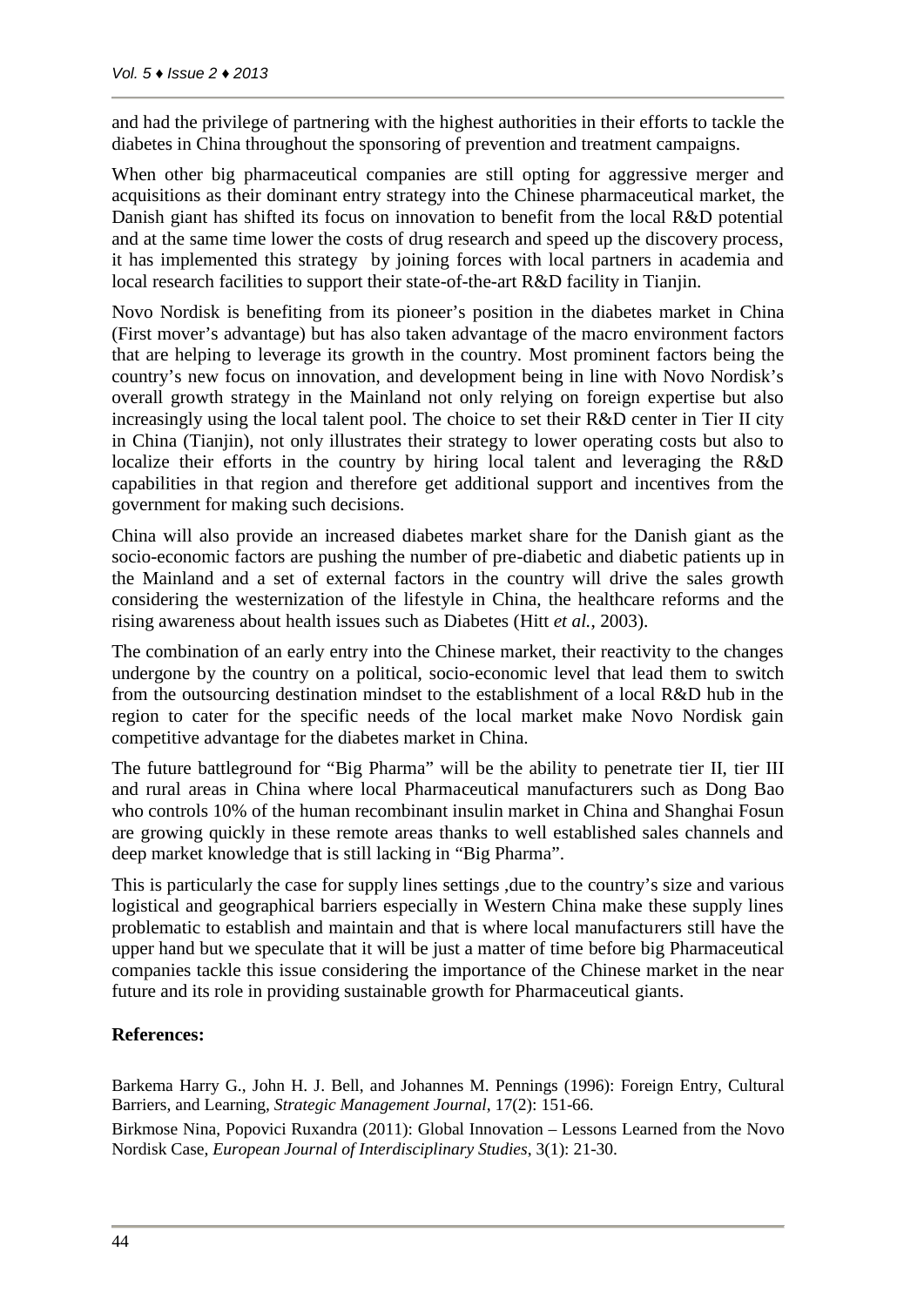and had the privilege of partnering with the highest authorities in their efforts to tackle the diabetes in China throughout the sponsoring of prevention and treatment campaigns.

When other big pharmaceutical companies are still opting for aggressive merger and acquisitions as their dominant entry strategy into the Chinese pharmaceutical market, the Danish giant has shifted its focus on innovation to benefit from the local R&D potential and at the same time lower the costs of drug research and speed up the discovery process, it has implemented this strategy by joining forces with local partners in academia and local research facilities to support their state-of-the-art R&D facility in Tianjin.

Novo Nordisk is benefiting from its pioneer's position in the diabetes market in China (First mover's advantage) but has also taken advantage of the macro environment factors that are helping to leverage its growth in the country. Most prominent factors being the country's new focus on innovation, and development being in line with Novo Nordisk's overall growth strategy in the Mainland not only relying on foreign expertise but also increasingly using the local talent pool. The choice to set their R&D center in Tier II city in China (Tianjin), not only illustrates their strategy to lower operating costs but also to localize their efforts in the country by hiring local talent and leveraging the R&D capabilities in that region and therefore get additional support and incentives from the government for making such decisions.

China will also provide an increased diabetes market share for the Danish giant as the socio-economic factors are pushing the number of pre-diabetic and diabetic patients up in the Mainland and a set of external factors in the country will drive the sales growth considering the westernization of the lifestyle in China, the healthcare reforms and the rising awareness about health issues such as Diabetes (Hitt *et al.*, 2003).

The combination of an early entry into the Chinese market, their reactivity to the changes undergone by the country on a political, socio-economic level that lead them to switch from the outsourcing destination mindset to the establishment of a local R&D hub in the region to cater for the specific needs of the local market make Novo Nordisk gain competitive advantage for the diabetes market in China.

The future battleground for "Big Pharma" will be the ability to penetrate tier II, tier III and rural areas in China where local Pharmaceutical manufacturers such as Dong Bao who controls 10% of the human recombinant insulin market in China and Shanghai Fosun are growing quickly in these remote areas thanks to well established sales channels and deep market knowledge that is still lacking in "Big Pharma".

This is particularly the case for supply lines settings ,due to the country's size and various logistical and geographical barriers especially in Western China make these supply lines problematic to establish and maintain and that is where local manufacturers still have the upper hand but we speculate that it will be just a matter of time before big Pharmaceutical companies tackle this issue considering the importance of the Chinese market in the near future and its role in providing sustainable growth for Pharmaceutical giants.

**References:**

Barkema Harry G., John H. J. Bell, and Johannes M. Pennings (1996): Foreign Entry, Cultural Barriers, and Learning, *Strategic Management Journal*, 17(2): 151-66.

Birkmose Nina, Popovici Ruxandra (2011): Global Innovation – Lessons Learned from the Novo Nordisk Case, *European Journal of Interdisciplinary Studies*, 3(1): 21-30.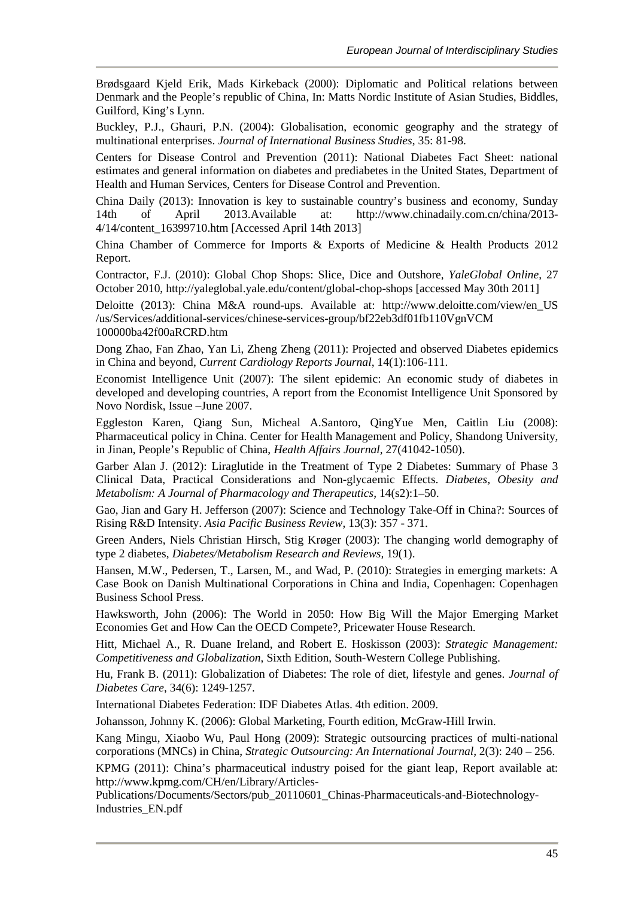Brødsgaard Kjeld Erik, Mads Kirkeback (2000): Diplomatic and Political relations between Denmark and the People's republic of China, In: Matts Nordic Institute of Asian Studies, Biddles, Guilford, King's Lynn.

Buckley, P.J., Ghauri, P.N. (2004): Globalisation, economic geography and the strategy of multinational enterprises. *Journal of International Business Studies*, 35: 81-98.

Centers for Disease Control and Prevention (2011): National Diabetes Fact Sheet: national estimates and general information on diabetes and prediabetes in the United States, Department of Health and Human Services, Centers for Disease Control and Prevention.

China Daily (2013): Innovation is key to sustainable country's business and economy, Sunday 14th of April 2013.Available at: http://www.chinadaily.com.cn/china/2013-4/14/content_16399710.htm [Accessed April 14th 2013]

China Chamber of Commerce for Imports & Exports of Medicine & Health Products 2012 Report.

Contractor, F.J. (2010): Global Chop Shops: Slice, Dice and Outshore, *YaleGlobal Online*, 27 October 2010, http://yaleglobal.yale.edu/content/global-chop-shops [accessed May 30th 2011]

Deloitte (2013): China M&A round-ups. Available at: http://www.deloitte.com/view/en_US/us/Services/additional-services/chinese-services-group/bf22eb3df01fb110VgnVCM 100000ba42f00aRCRD.htm

Dong Zhao, Fan Zhao, Yan Li, Zheng Zheng (2011): Projected and observed Diabetes epidemics in China and beyond, *Current Cardiology Reports Journal*, 14(1):106-111.

Economist Intelligence Unit (2007): The silent epidemic: An economic study of diabetes in developed and developing countries, A report from the Economist Intelligence Unit Sponsored by Novo Nordisk, Issue –June 2007.

Eggleston Karen, Qiang Sun, Micheal A.Santoro, QingYue Men, Caitlin Liu (2008): Pharmaceutical policy in China. Center for Health Management and Policy, Shandong University, in Jinan, People's Republic of China, *Health Affairs Journal*, 27(41042-1050).

Garber Alan J. (2012): Liraglutide in the Treatment of Type 2 Diabetes: Summary of Phase 3 Clinical Data, Practical Considerations and Non-glycaemic Effects. *Diabetes, Obesity and Metabolism: A Journal of Pharmacology and Therapeutics*, 14(s2):1–50.

Gao, Jian and Gary H. Jefferson (2007): Science and Technology Take-Off in China?: Sources of Rising R&D Intensity. *Asia Pacific Business Review*, 13(3): 357 - 371.

Green Anders, Niels Christian Hirsch, Stig Krøger (2003): The changing world demography of type 2 diabetes, *Diabetes/Metabolism Research and Reviews,* 19(1).

Hansen, M.W., Pedersen, T., Larsen, M., and Wad, P. (2010): Strategies in emerging markets: A Case Book on Danish Multinational Corporations in China and India, Copenhagen: Copenhagen Business School Press.

Hawksworth, John (2006): The World in 2050: How Big Will the Major Emerging Market Economies Get and How Can the OECD Compete?, Pricewater House Research.

Hitt, Michael A., R. Duane Ireland, and Robert E. Hoskisson (2003): *Strategic Management: Competitiveness and Globalization*, Sixth Edition, South-Western College Publishing.

Hu, Frank B. (2011): Globalization of Diabetes: The role of diet, lifestyle and genes. *Journal of Diabetes Care*, 34(6): 1249-1257.

International Diabetes Federation: IDF Diabetes Atlas. 4th edition. 2009.

Johansson, Johnny K. (2006): Global Marketing, Fourth edition, McGraw-Hill Irwin.

Kang Mingu, Xiaobo Wu, Paul Hong (2009): Strategic outsourcing practices of multi-national corporations (MNCs) in China, *Strategic Outsourcing: An International Journal*, 2(3): 240 – 256.

KPMG (2011): China's pharmaceutical industry poised for the giant leap, Report available at: http://www.kpmg.com/CH/en/Library/Articles-Publications/Documents/Sectors/pub_20110601_Chinas-Pharmaceuticals-and-Biotechnology-Industries_EN.pdf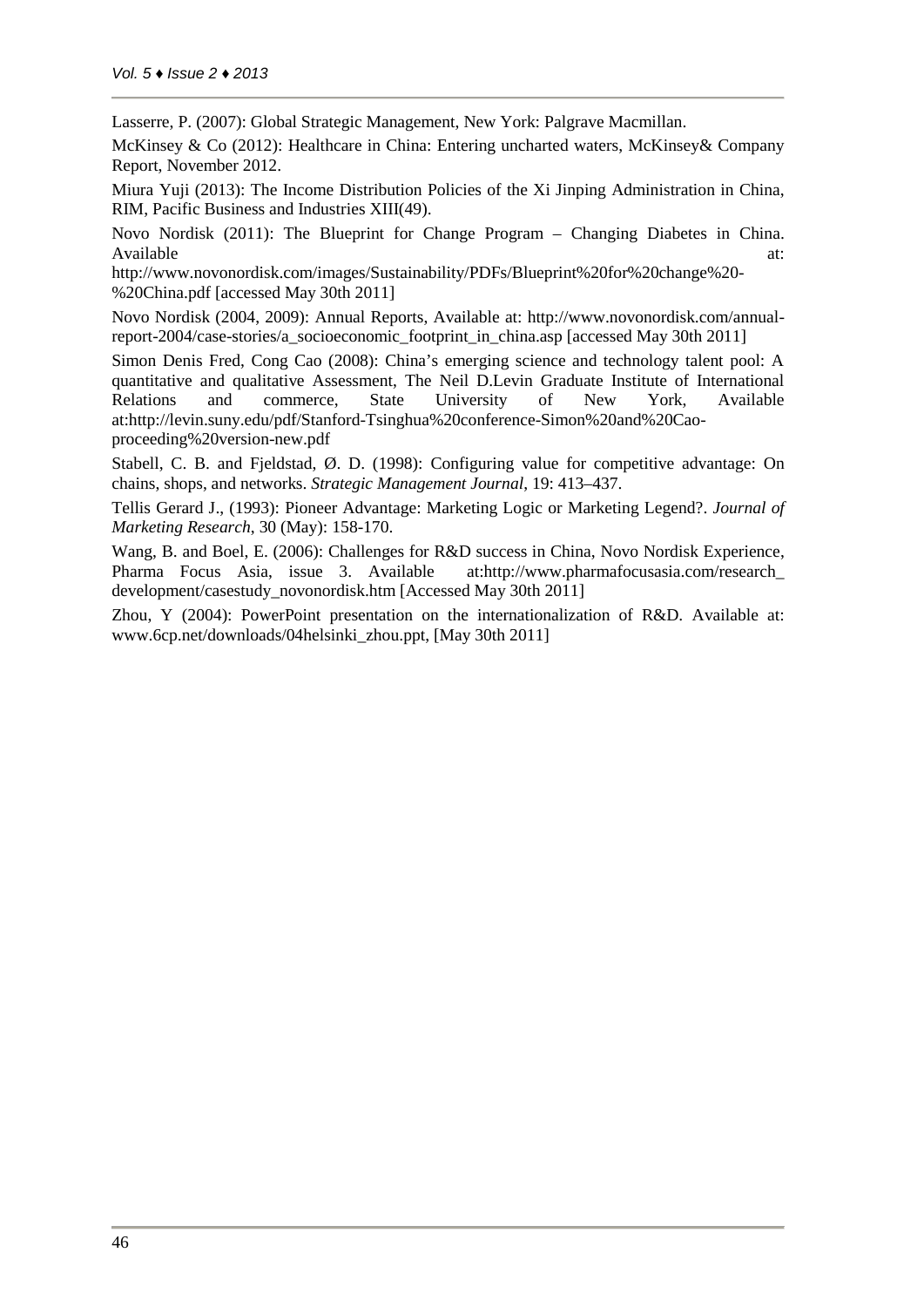Lasserre, P. (2007): Global Strategic Management, New York: Palgrave Macmillan.

McKinsey & Co (2012): Healthcare in China: Entering uncharted waters, McKinsey& Company Report, November 2012.

Miura Yuji (2013): The Income Distribution Policies of the Xi Jinping Administration in China, RIM, Pacific Business and Industries XIII(49).

Novo Nordisk (2011): The Blueprint for Change Program – Changing Diabetes in China. Available at: http://www.novonordisk.com/images/Sustainability/PDFs/Blueprint%20for%20change%20-%20China.pdf [accessed May 30th 2011]

Novo Nordisk (2004, 2009): Annual Reports, Available at: http://www.novonordisk.com/annual-report-2004/case-stories/a_socioeconomic_footprint_in_china.asp [accessed May 30th 2011]

Simon Denis Fred, Cong Cao (2008): China's emerging science and technology talent pool: A quantitative and qualitative Assessment, The Neil D.Levin Graduate Institute of International Relations and commerce, State University of New York, Available at:http://levin.suny.edu/pdf/Stanford-Tsinghua%20conference-Simon%20and%20Cao-proceeding%20version-new.pdf

Stabell, C. B. and Fjeldstad, Ø. D. (1998): Configuring value for competitive advantage: On chains, shops, and networks. *Strategic Management Journal*, 19: 413–437.

Tellis Gerard J., (1993): Pioneer Advantage: Marketing Logic or Marketing Legend?. *Journal of Marketing Research*, 30 (May): 158-170.

Wang, B. and Boel, E. (2006): Challenges for R&D success in China, Novo Nordisk Experience, Pharma Focus Asia, issue 3. Available at:http://www.pharmafocusasia.com/research_development/casestudy_novonordisk.htm [Accessed May 30th 2011]

Zhou, Y (2004): PowerPoint presentation on the internationalization of R&D. Available at: www.6cp.net/downloads/04helsinki_zhou.ppt, [May 30th 2011]